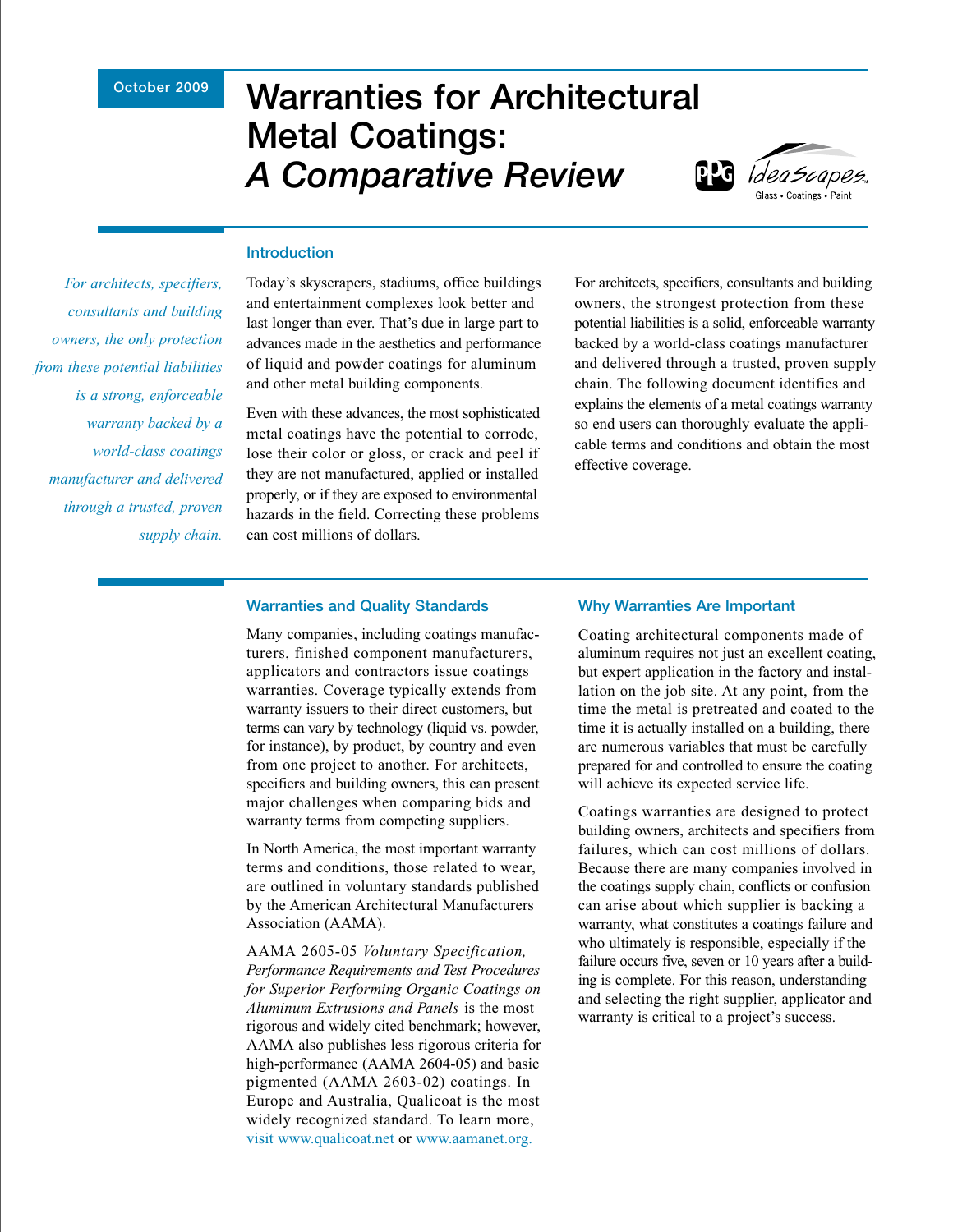October 2009

# Warranties for Architectural Metal Coatings: *A Comparative Review*

PPG IdeaScapes™ Glass • Coatings • Paint

## Introduction

*For architects, specifiers, consultants and building owners, the only protection from these potential liabilities is a strong, enforceable warranty backed by a world-class coatings manufacturer and delivered through a trusted, proven supply chain.*

Today's skyscrapers, stadiums, office buildings and entertainment complexes look better and last longer than ever. That's due in large part to advances made in the aesthetics and performance of liquid and powder coatings for aluminum and other metal building components.

Even with these advances, the most sophisticated metal coatings have the potential to corrode, lose their color or gloss, or crack and peel if they are not manufactured, applied or installed properly, or if they are exposed to environmental hazards in the field. Correcting these problems can cost millions of dollars.

For architects, specifiers, consultants and building owners, the strongest protection from these potential liabilities is a solid, enforceable warranty backed by a world-class coatings manufacturer and delivered through a trusted, proven supply chain. The following document identifies and explains the elements of a metal coatings warranty so end users can thoroughly evaluate the applicable terms and conditions and obtain the most effective coverage.

## Warranties and Quality Standards

Many companies, including coatings manufacturers, finished component manufacturers, applicators and contractors issue coatings warranties. Coverage typically extends from warranty issuers to their direct customers, but terms can vary by technology (liquid vs. powder, for instance), by product, by country and even from one project to another. For architects, specifiers and building owners, this can present major challenges when comparing bids and warranty terms from competing suppliers.

In North America, the most important warranty terms and conditions, those related to wear, are outlined in voluntary standards published by the American Architectural Manufacturers Association (AAMA).

AAMA 2605-05 *Voluntary Specification, Performance Requirements and Test Procedures for Superior Performing Organic Coatings on Aluminum Extrusions and Panels* is the most rigorous and widely cited benchmark; however, AAMA also publishes less rigorous criteria for high-performance (AAMA 2604-05) and basic pigmented (AAMA 2603-02) coatings. In Europe and Australia, Qualicoat is the most widely recognized standard. To learn more, visit www.qualicoat.net or www.aamanet.org.

## Why Warranties Are Important

Coating architectural components made of aluminum requires not just an excellent coating, but expert application in the factory and installation on the job site. At any point, from the time the metal is pretreated and coated to the time it is actually installed on a building, there are numerous variables that must be carefully prepared for and controlled to ensure the coating will achieve its expected service life.

Coatings warranties are designed to protect building owners, architects and specifiers from failures, which can cost millions of dollars. Because there are many companies involved in the coatings supply chain, conflicts or confusion can arise about which supplier is backing a warranty, what constitutes a coatings failure and who ultimately is responsible, especially if the failure occurs five, seven or 10 years after a building is complete. For this reason, understanding and selecting the right supplier, applicator and warranty is critical to a project's success.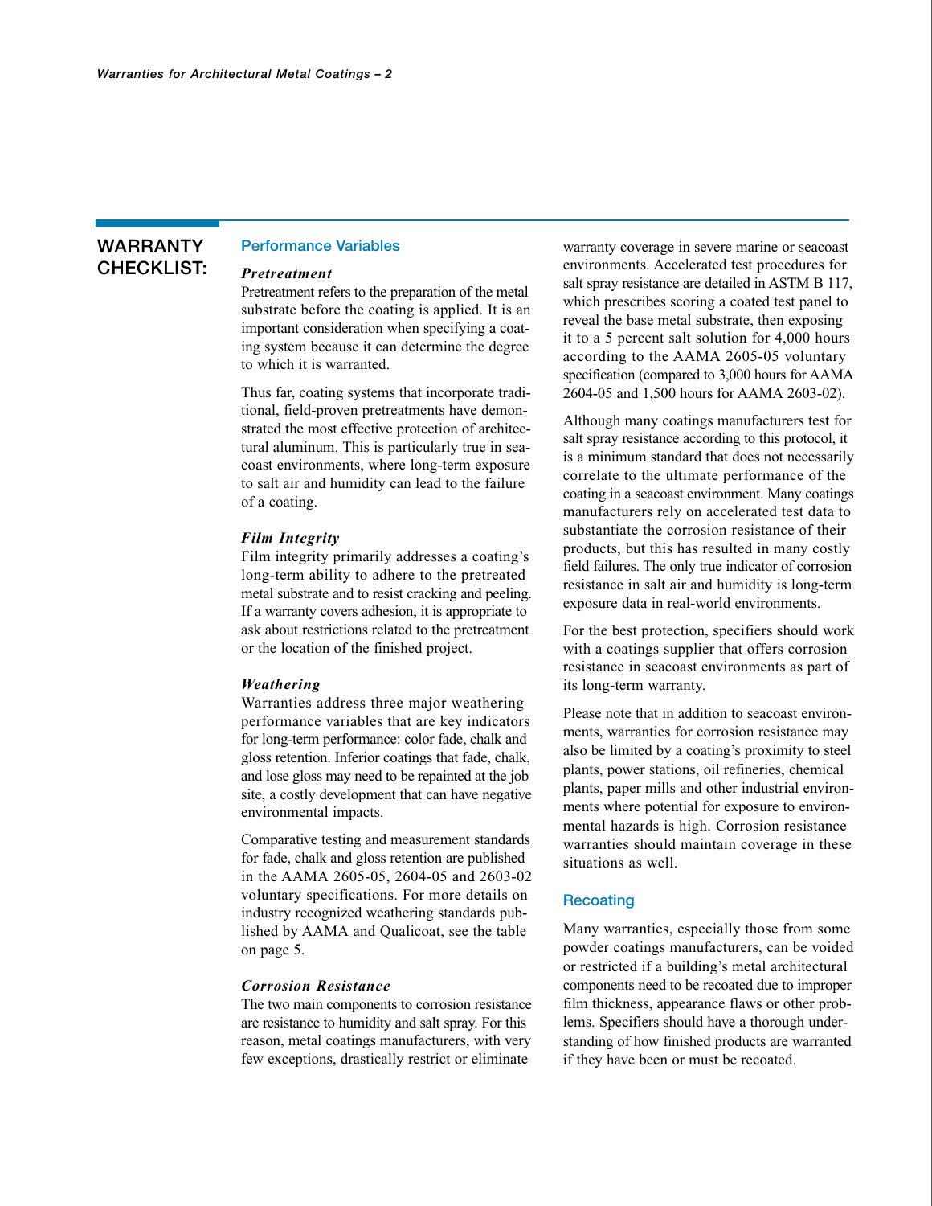## WARRANTY CHECKLIST:

### Performance Variables

#### *Pretreatment*

Pretreatment refers to the preparation of the metal substrate before the coating is applied. It is an important consideration when specifying a coating system because it can determine the degree to which it is warranted.

Thus far, coating systems that incorporate traditional, field-proven pretreatments have demonstrated the most effective protection of architectural aluminum. This is particularly true in seacoast environments, where long-term exposure to salt air and humidity can lead to the failure of a coating.

#### *Film Integrity*

Film integrity primarily addresses a coating's long-term ability to adhere to the pretreated metal substrate and to resist cracking and peeling. If a warranty covers adhesion, it is appropriate to ask about restrictions related to the pretreatment or the location of the finished project.

#### *Weathering*

Warranties address three major weathering performance variables that are key indicators for long-term performance: color fade, chalk and gloss retention. Inferior coatings that fade, chalk, and lose gloss may need to be repainted at the job site, a costly development that can have negative environmental impacts.

Comparative testing and measurement standards for fade, chalk and gloss retention are published in the AAMA 2605-05, 2604-05 and 2603-02 voluntary specifications. For more details on industry recognized weathering standards published by AAMA and Qualicoat, see the table on page 5.

#### *Corrosion Resistance*

The two main components to corrosion resistance are resistance to humidity and salt spray. For this reason, metal coatings manufacturers, with very few exceptions, drastically restrict or eliminate warranty coverage in severe marine or seacoast environments. Accelerated test procedures for salt spray resistance are detailed in ASTM B 117, which prescribes scoring a coated test panel to reveal the base metal substrate, then exposing it to a 5 percent salt solution for 4,000 hours according to the AAMA 2605-05 voluntary specification (compared to 3,000 hours for AAMA 2604-05 and 1,500 hours for AAMA 2603-02).

Although many coatings manufacturers test for salt spray resistance according to this protocol, it is a minimum standard that does not necessarily correlate to the ultimate performance of the coating in a seacoast environment. Many coatings manufacturers rely on accelerated test data to substantiate the corrosion resistance of their products, but this has resulted in many costly field failures. The only true indicator of corrosion resistance in salt air and humidity is long-term exposure data in real-world environments.

For the best protection, specifiers should work with a coatings supplier that offers corrosion resistance in seacoast environments as part of its long-term warranty.

Please note that in addition to seacoast environments, warranties for corrosion resistance may also be limited by a coating's proximity to steel plants, power stations, oil refineries, chemical plants, paper mills and other industrial environments where potential for exposure to environmental hazards is high. Corrosion resistance warranties should maintain coverage in these situations as well.

### Recoating

Many warranties, especially those from some powder coatings manufacturers, can be voided or restricted if a building's metal architectural components need to be recoated due to improper film thickness, appearance flaws or other problems. Specifiers should have a thorough understanding of how finished products are warranted if they have been or must be recoated.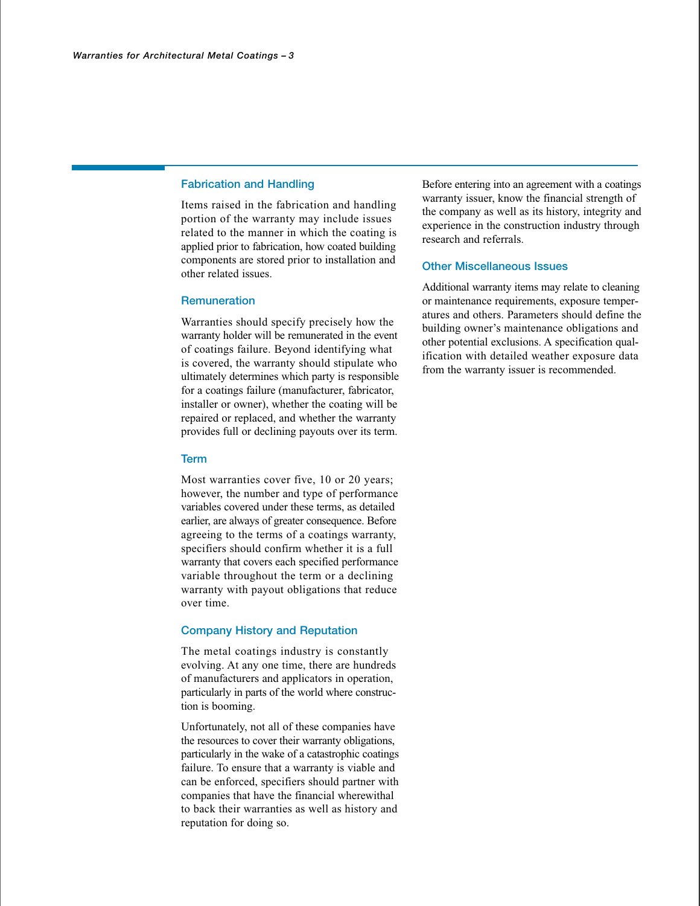## Fabrication and Handling

Items raised in the fabrication and handling portion of the warranty may include issues related to the manner in which the coating is applied prior to fabrication, how coated building components are stored prior to installation and other related issues.

## Remuneration

Warranties should specify precisely how the warranty holder will be remunerated in the event of coatings failure. Beyond identifying what is covered, the warranty should stipulate who ultimately determines which party is responsible for a coatings failure (manufacturer, fabricator, installer or owner), whether the coating will be repaired or replaced, and whether the warranty provides full or declining payouts over its term.

## Term

Most warranties cover five, 10 or 20 years; however, the number and type of performance variables covered under these terms, as detailed earlier, are always of greater consequence. Before agreeing to the terms of a coatings warranty, specifiers should confirm whether it is a full warranty that covers each specified performance variable throughout the term or a declining warranty with payout obligations that reduce over time.

## Company History and Reputation

The metal coatings industry is constantly evolving. At any one time, there are hundreds of manufacturers and applicators in operation, particularly in parts of the world where construction is booming.

Unfortunately, not all of these companies have the resources to cover their warranty obligations, particularly in the wake of a catastrophic coatings failure. To ensure that a warranty is viable and can be enforced, specifiers should partner with companies that have the financial wherewithal to back their warranties as well as history and reputation for doing so.

Before entering into an agreement with a coatings warranty issuer, know the financial strength of the company as well as its history, integrity and experience in the construction industry through research and referrals.

## Other Miscellaneous Issues

Additional warranty items may relate to cleaning or maintenance requirements, exposure temperatures and others. Parameters should define the building owner's maintenance obligations and other potential exclusions. A specification qualification with detailed weather exposure data from the warranty issuer is recommended.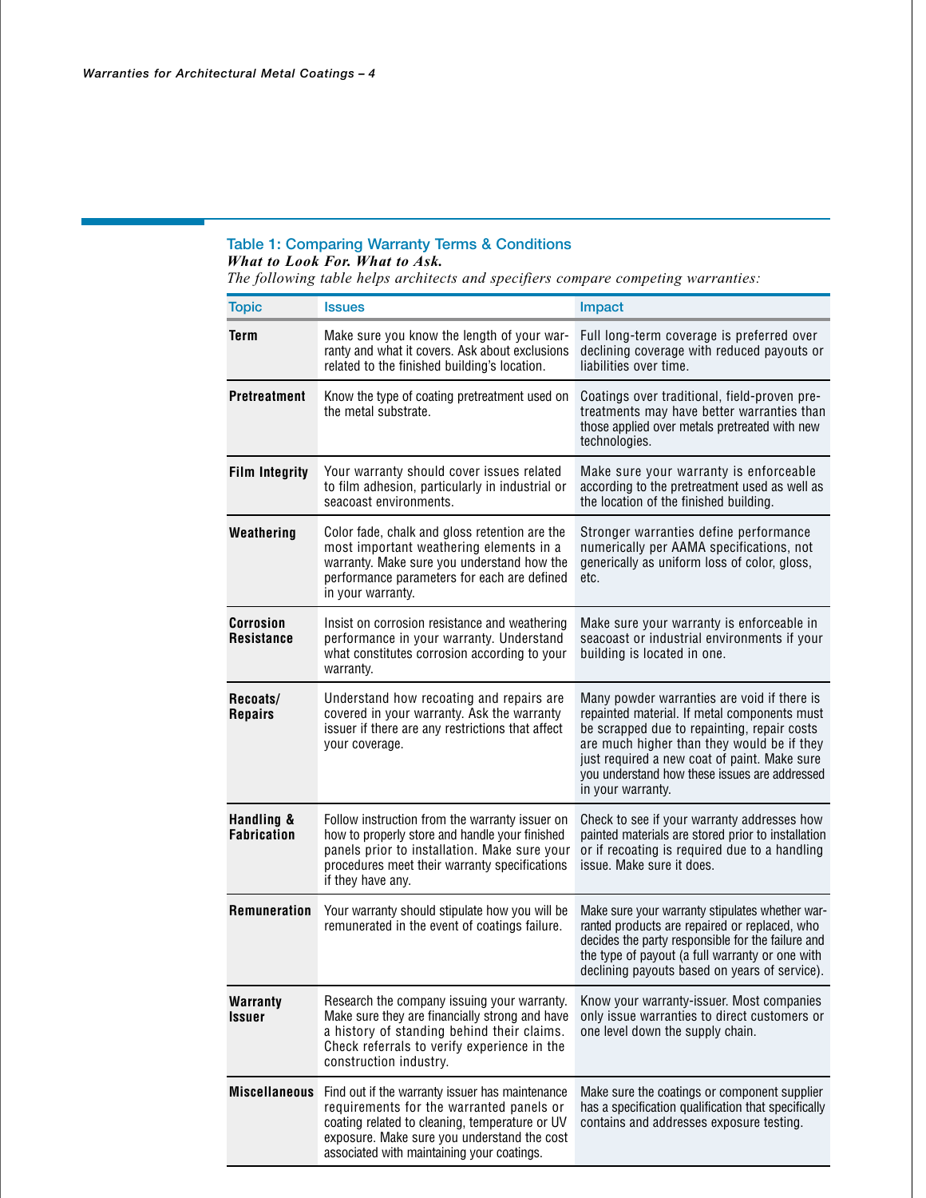## Table 1: Comparing Warranty Terms & Conditions

***What to Look For. What to Ask.***

*The following table helps architects and specifiers compare competing warranties:*

| Topic | Issues | Impact |
|---|---|---|
| **Term** | Make sure you know the length of your warranty and what it covers. Ask about exclusions related to the finished building's location. | Full long-term coverage is preferred over declining coverage with reduced payouts or liabilities over time. |
| **Pretreatment** | Know the type of coating pretreatment used on the metal substrate. | Coatings over traditional, field-proven pretreatments may have better warranties than those applied over metals pretreated with new technologies. |
| **Film Integrity** | Your warranty should cover issues related to film adhesion, particularly in industrial or seacoast environments. | Make sure your warranty is enforceable according to the pretreatment used as well as the location of the finished building. |
| **Weathering** | Color fade, chalk and gloss retention are the most important weathering elements in a warranty. Make sure you understand how the performance parameters for each are defined in your warranty. | Stronger warranties define performance numerically per AAMA specifications, not generically as uniform loss of color, gloss, etc. |
| **Corrosion Resistance** | Insist on corrosion resistance and weathering performance in your warranty. Understand what constitutes corrosion according to your warranty. | Make sure your warranty is enforceable in seacoast or industrial environments if your building is located in one. |
| **Recoats/ Repairs** | Understand how recoating and repairs are covered in your warranty. Ask the warranty issuer if there are any restrictions that affect your coverage. | Many powder warranties are void if there is repainted material. If metal components must be scrapped due to repainting, repair costs are much higher than they would be if they just required a new coat of paint. Make sure you understand how these issues are addressed in your warranty. |
| **Handling & Fabrication** | Follow instruction from the warranty issuer on how to properly store and handle your finished panels prior to installation. Make sure your procedures meet their warranty specifications if they have any. | Check to see if your warranty addresses how painted materials are stored prior to installation or if recoating is required due to a handling issue. Make sure it does. |
| **Remuneration** | Your warranty should stipulate how you will be remunerated in the event of coatings failure. | Make sure your warranty stipulates whether warranted products are repaired or replaced, who decides the party responsible for the failure and the type of payout (a full warranty or one with declining payouts based on years of service). |
| **Warranty Issuer** | Research the company issuing your warranty. Make sure they are financially strong and have a history of standing behind their claims. Check referrals to verify experience in the construction industry. | Know your warranty-issuer. Most companies only issue warranties to direct customers or one level down the supply chain. |
| **Miscellaneous** | Find out if the warranty issuer has maintenance requirements for the warranted panels or coating related to cleaning, temperature or UV exposure. Make sure you understand the cost associated with maintaining your coatings. | Make sure the coatings or component supplier has a specification qualification that specifically contains and addresses exposure testing. |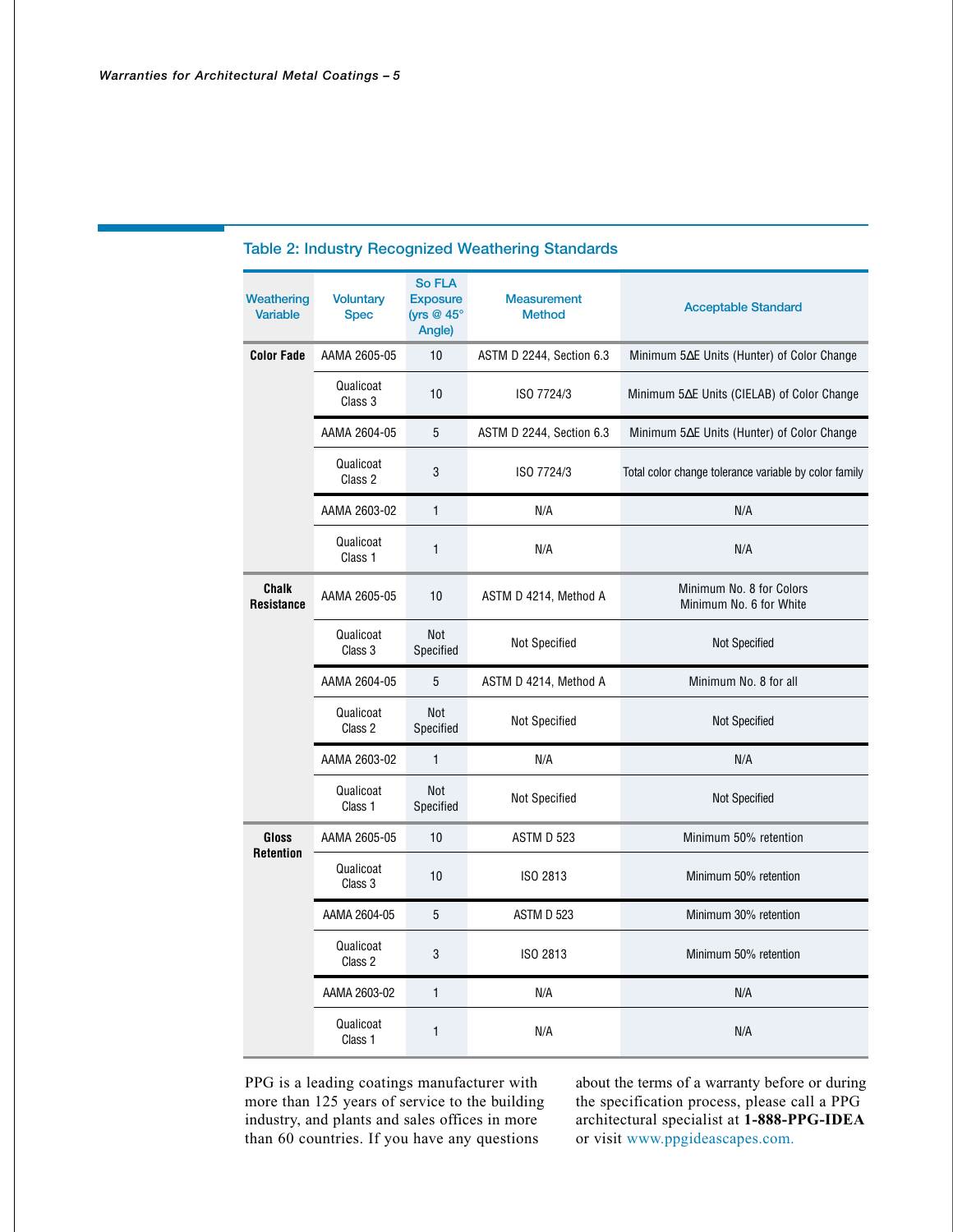## Table 2: Industry Recognized Weathering Standards

| Weathering Variable | Voluntary Spec | So FLA Exposure (yrs @ 45° Angle) | Measurement Method | Acceptable Standard |
|---|---|---|---|---|
| **Color Fade** | AAMA 2605-05 | 10 | ASTM D 2244, Section 6.3 | Minimum 5ΔE Units (Hunter) of Color Change |
| | Qualicoat Class 3 | 10 | ISO 7724/3 | Minimum 5ΔE Units (CIELAB) of Color Change |
| | AAMA 2604-05 | 5 | ASTM D 2244, Section 6.3 | Minimum 5ΔE Units (Hunter) of Color Change |
| | Qualicoat Class 2 | 3 | ISO 7724/3 | Total color change tolerance variable by color family |
| | AAMA 2603-02 | 1 | N/A | N/A |
| | Qualicoat Class 1 | 1 | N/A | N/A |
| **Chalk Resistance** | AAMA 2605-05 | 10 | ASTM D 4214, Method A | Minimum No. 8 for Colors<br>Minimum No. 6 for White |
| | Qualicoat Class 3 | Not Specified | Not Specified | Not Specified |
| | AAMA 2604-05 | 5 | ASTM D 4214, Method A | Minimum No. 8 for all |
| | Qualicoat Class 2 | Not Specified | Not Specified | Not Specified |
| | AAMA 2603-02 | 1 | N/A | N/A |
| | Qualicoat Class 1 | Not Specified | Not Specified | Not Specified |
| **Gloss Retention** | AAMA 2605-05 | 10 | ASTM D 523 | Minimum 50% retention |
| | Qualicoat Class 3 | 10 | ISO 2813 | Minimum 50% retention |
| | AAMA 2604-05 | 5 | ASTM D 523 | Minimum 30% retention |
| | Qualicoat Class 2 | 3 | ISO 2813 | Minimum 50% retention |
| | AAMA 2603-02 | 1 | N/A | N/A |
| | Qualicoat Class 1 | 1 | N/A | N/A |

PPG is a leading coatings manufacturer with more than 125 years of service to the building industry, and plants and sales offices in more than 60 countries. If you have any questions about the terms of a warranty before or during the specification process, please call a PPG architectural specialist at **1-888-PPG-IDEA** or visit www.ppgideascapes.com.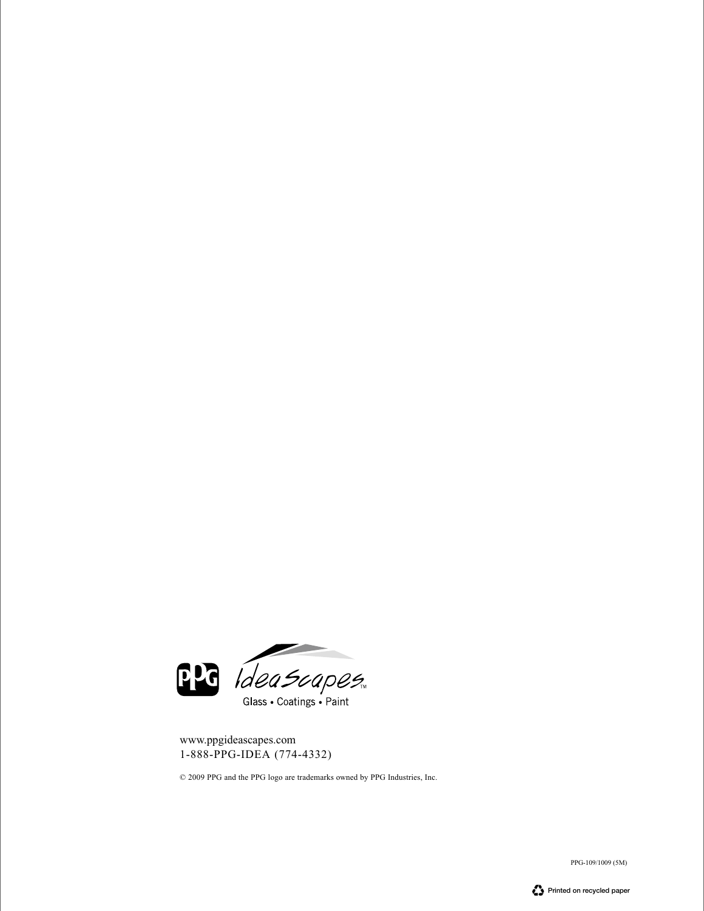PPG IdeaScapes™

Glass • Coatings • Paint

www.ppgideascapes.com
1-888-PPG-IDEA (774-4332)

© 2009 PPG and the PPG logo are trademarks owned by PPG Industries, Inc.

PPG-109/1009 (5M)

Printed on recycled paper